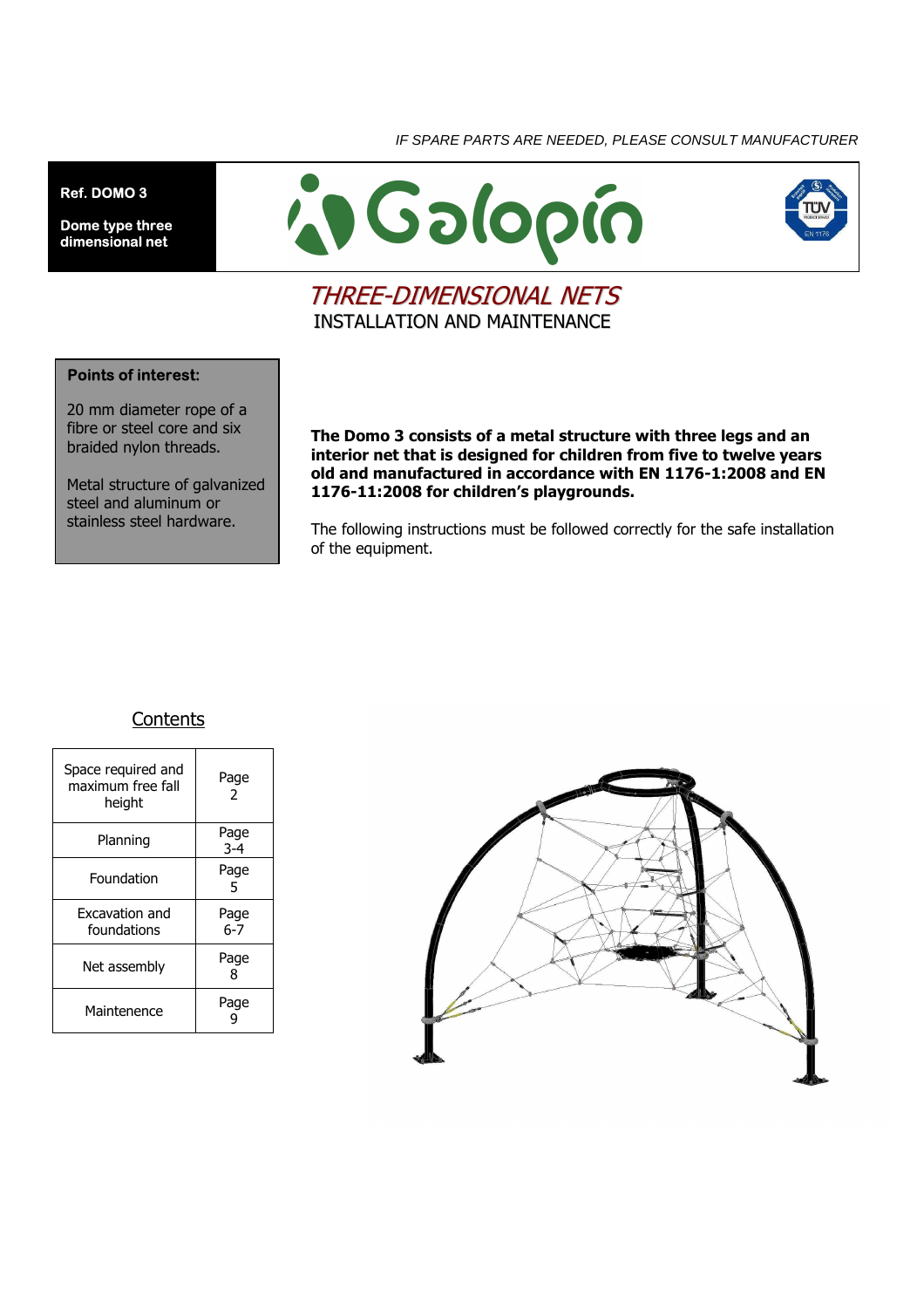*IF SPARE PARTS ARE NEEDED, PLEASE CONSULT MANUFACTURER*

**Ref. DOMO 3**

**Dome type three dimensional net**

Galopín

# *THREE-DIMENSIONAL NETS*

## INSTALLATION AND MAINTENANCE

**Points of interest:**

20 mm diameter rope of a fibre or steel core and six braided nylon threads.

Metal structure of galvanized steel and aluminum or stainless steel hardware.

**The Domo 3 consists of a metal structure with three legs and an interior net that is designed for children from five to twelve years old and manufactured in accordance with EN 1176-1:2008 and EN 1176-11:2008 for children's playgrounds.**

The following instructions must be followed correctly for the safe installation of the equipment.

## Contents

| Section | Page |
|---|---|
| Space required and maximum free fall height | Page 2 |
| Planning | Page 3-4 |
| Foundation | Page 5 |
| Excavation and foundations | Page 6-7 |
| Net assembly | Page 8 |
| Maintenence | Page 9 |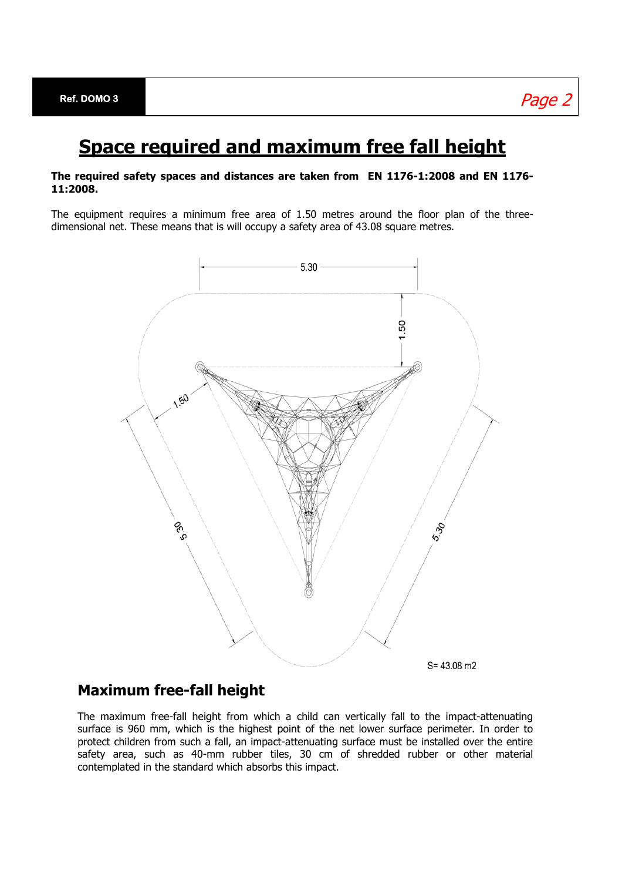# Space required and maximum free fall height

**The required safety spaces and distances are taken from EN 1176-1:2008 and EN 1176-11:2008.**

The equipment requires a minimum free area of 1.50 metres around the floor plan of the three-dimensional net. These means that is will occupy a safety area of 43.08 square metres.

S= 43.08 m2

## Maximum free-fall height

The maximum free-fall height from which a child can vertically fall to the impact-attenuating surface is 960 mm, which is the highest point of the net lower surface perimeter. In order to protect children from such a fall, an impact-attenuating surface must be installed over the entire safety area, such as 40-mm rubber tiles, 30 cm of shredded rubber or other material contemplated in the standard which absorbs this impact.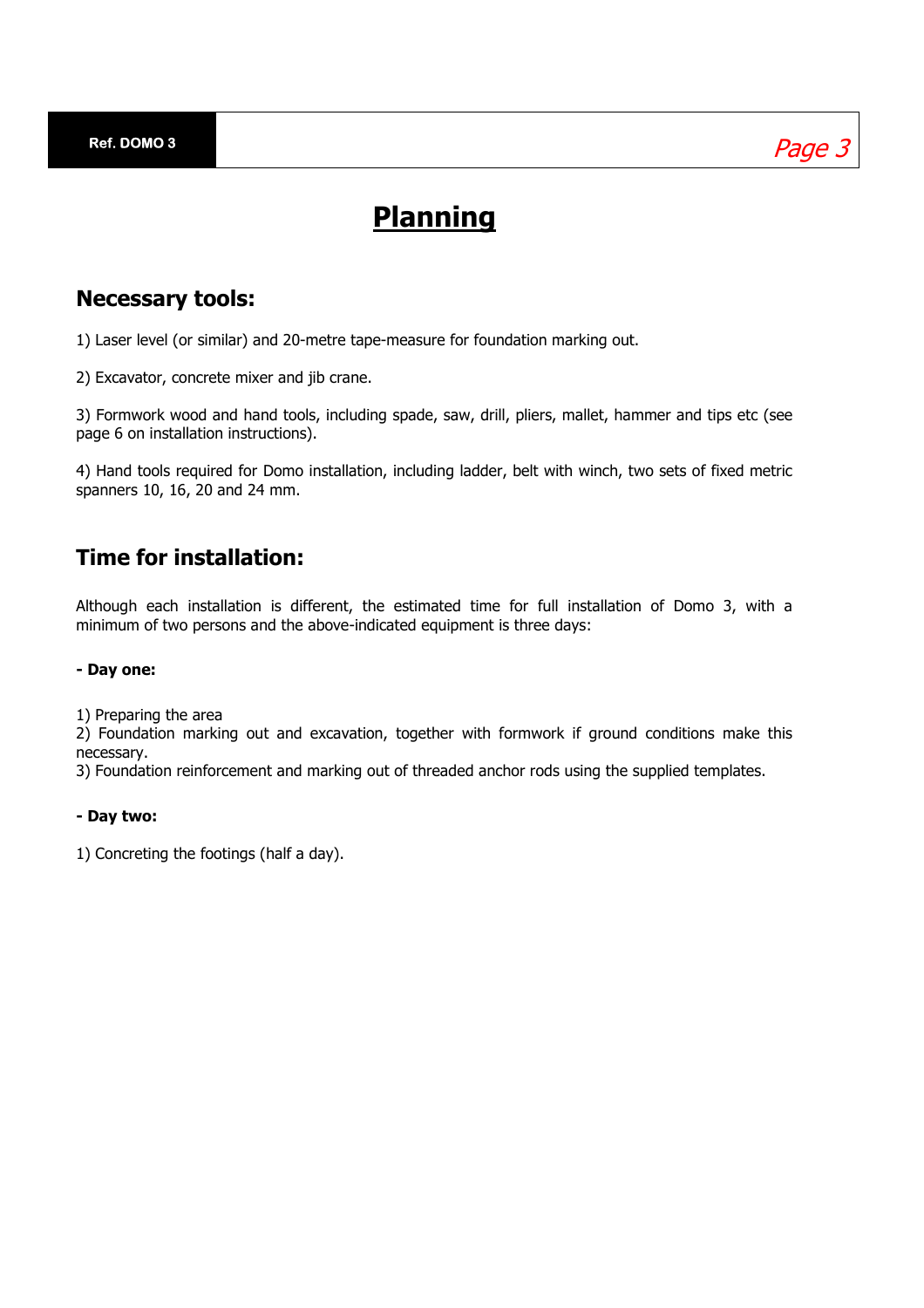# Planning

## Necessary tools:

1) Laser level (or similar) and 20-metre tape-measure for foundation marking out.

2) Excavator, concrete mixer and jib crane.

3) Formwork wood and hand tools, including spade, saw, drill, pliers, mallet, hammer and tips etc (see page 6 on installation instructions).

4) Hand tools required for Domo installation, including ladder, belt with winch, two sets of fixed metric spanners 10, 16, 20 and 24 mm.

## Time for installation:

Although each installation is different, the estimated time for full installation of Domo 3, with a minimum of two persons and the above-indicated equipment is three days:

**- Day one:**

1) Preparing the area
2) Foundation marking out and excavation, together with formwork if ground conditions make this necessary.
3) Foundation reinforcement and marking out of threaded anchor rods using the supplied templates.

**- Day two:**

1) Concreting the footings (half a day).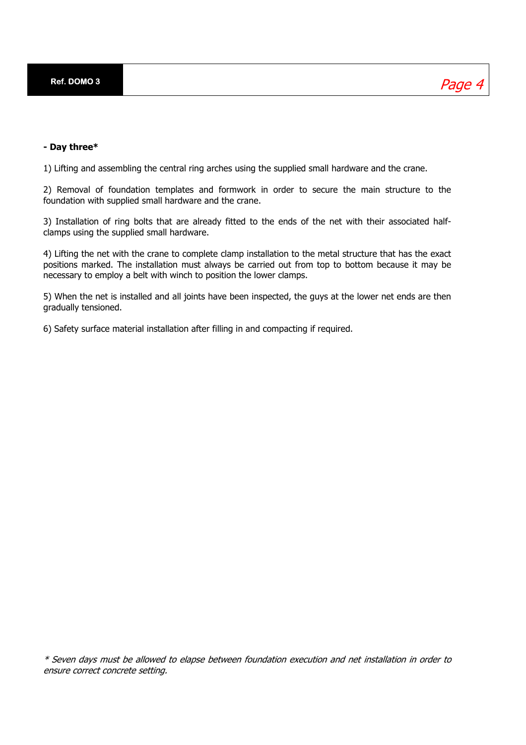**- Day three***

1) Lifting and assembling the central ring arches using the supplied small hardware and the crane.

2) Removal of foundation templates and formwork in order to secure the main structure to the foundation with supplied small hardware and the crane.

3) Installation of ring bolts that are already fitted to the ends of the net with their associated half-clamps using the supplied small hardware.

4) Lifting the net with the crane to complete clamp installation to the metal structure that has the exact positions marked. The installation must always be carried out from top to bottom because it may be necessary to employ a belt with winch to position the lower clamps.

5) When the net is installed and all joints have been inspected, the guys at the lower net ends are then gradually tensioned.

6) Safety surface material installation after filling in and compacting if required.

*\* Seven days must be allowed to elapse between foundation execution and net installation in order to ensure correct concrete setting.*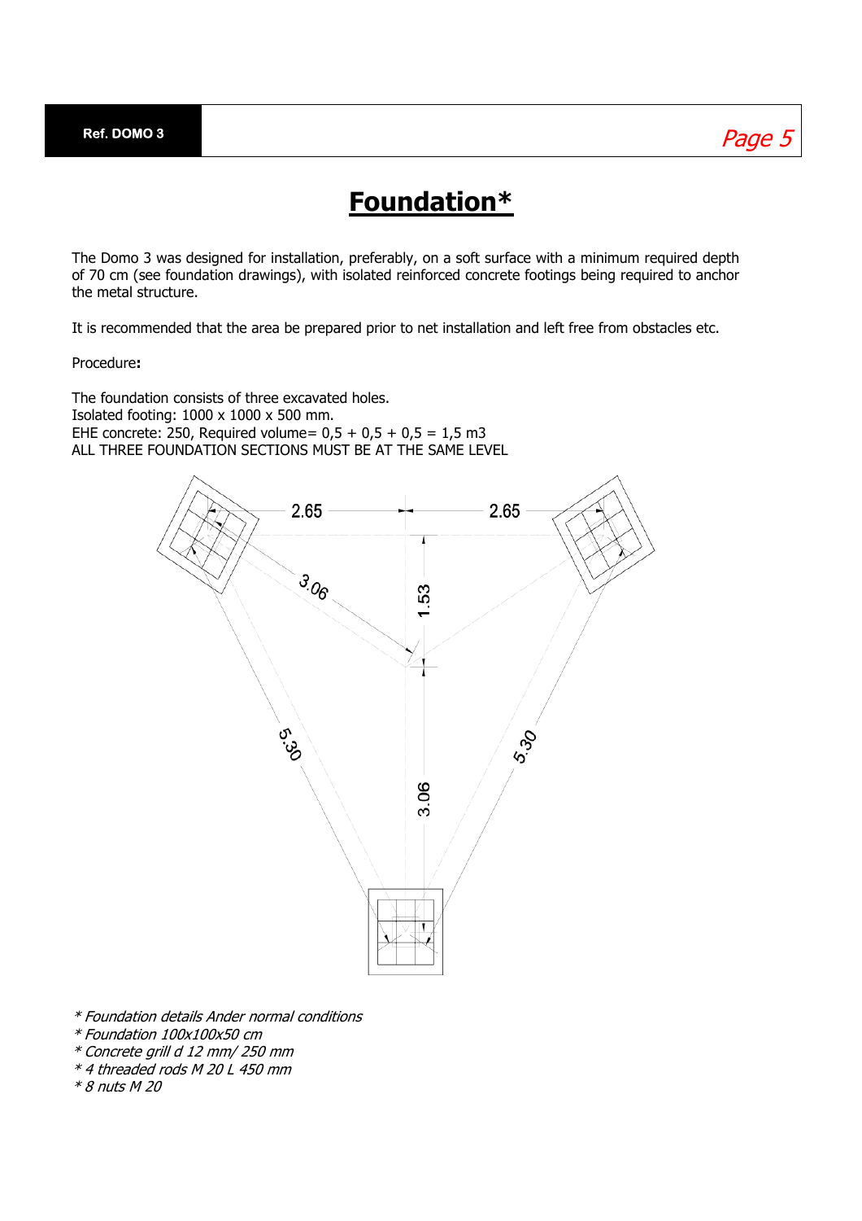# Foundation*

The Domo 3 was designed for installation, preferably, on a soft surface with a minimum required depth of 70 cm (see foundation drawings), with isolated reinforced concrete footings being required to anchor the metal structure.

It is recommended that the area be prepared prior to net installation and left free from obstacles etc.

Procedure**:**

The foundation consists of three excavated holes.
Isolated footing: 1000 x 1000 x 500 mm.
EHE concrete: 250, Required volume= 0,5 + 0,5 + 0,5 = 1,5 m3
ALL THREE FOUNDATION SECTIONS MUST BE AT THE SAME LEVEL

2.65 2.65 3.06 1.53 5.30 3.06 5.30

*\* Foundation details Ander normal conditions*
*\* Foundation 100x100x50 cm*
*\* Concrete grill d 12 mm/ 250 mm*
*\* 4 threaded rods M 20 L 450 mm*
*\* 8 nuts M 20*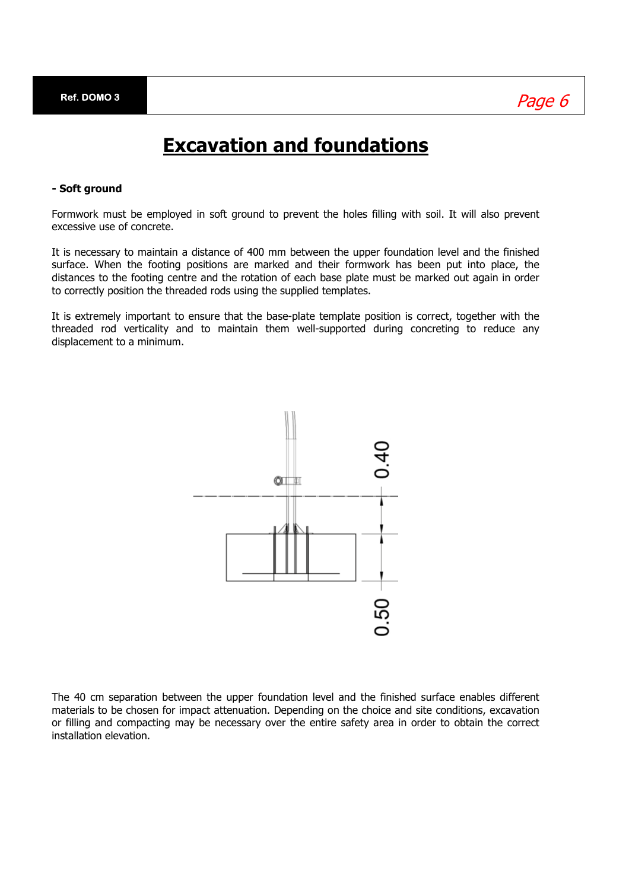# Excavation and foundations

**- Soft ground**

Formwork must be employed in soft ground to prevent the holes filling with soil. It will also prevent excessive use of concrete.

It is necessary to maintain a distance of 400 mm between the upper foundation level and the finished surface. When the footing positions are marked and their formwork has been put into place, the distances to the footing centre and the rotation of each base plate must be marked out again in order to correctly position the threaded rods using the supplied templates.

It is extremely important to ensure that the base-plate template position is correct, together with the threaded rod verticality and to maintain them well-supported during concreting to reduce any displacement to a minimum.

0.40

0.50

The 40 cm separation between the upper foundation level and the finished surface enables different materials to be chosen for impact attenuation. Depending on the choice and site conditions, excavation or filling and compacting may be necessary over the entire safety area in order to obtain the correct installation elevation.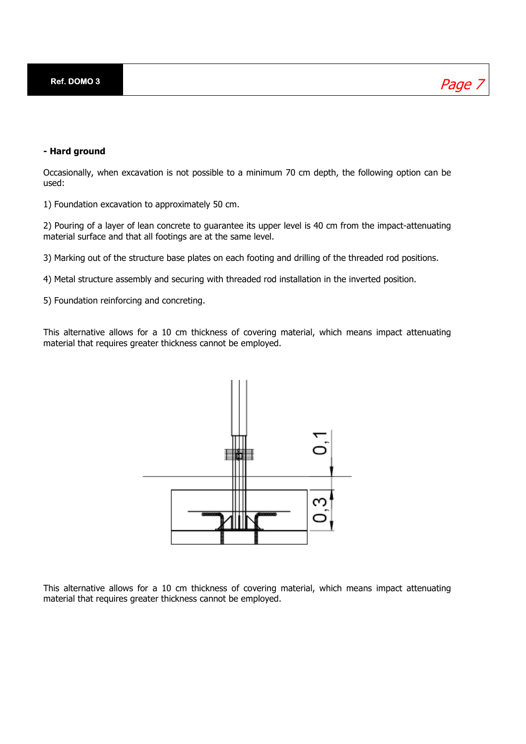**- Hard ground**

Occasionally, when excavation is not possible to a minimum 70 cm depth, the following option can be used:

1) Foundation excavation to approximately 50 cm.

2) Pouring of a layer of lean concrete to guarantee its upper level is 40 cm from the impact-attenuating material surface and that all footings are at the same level.

3) Marking out of the structure base plates on each footing and drilling of the threaded rod positions.

4) Metal structure assembly and securing with threaded rod installation in the inverted position.

5) Foundation reinforcing and concreting.

This alternative allows for a 10 cm thickness of covering material, which means impact attenuating material that requires greater thickness cannot be employed.

This alternative allows for a 10 cm thickness of covering material, which means impact attenuating material that requires greater thickness cannot be employed.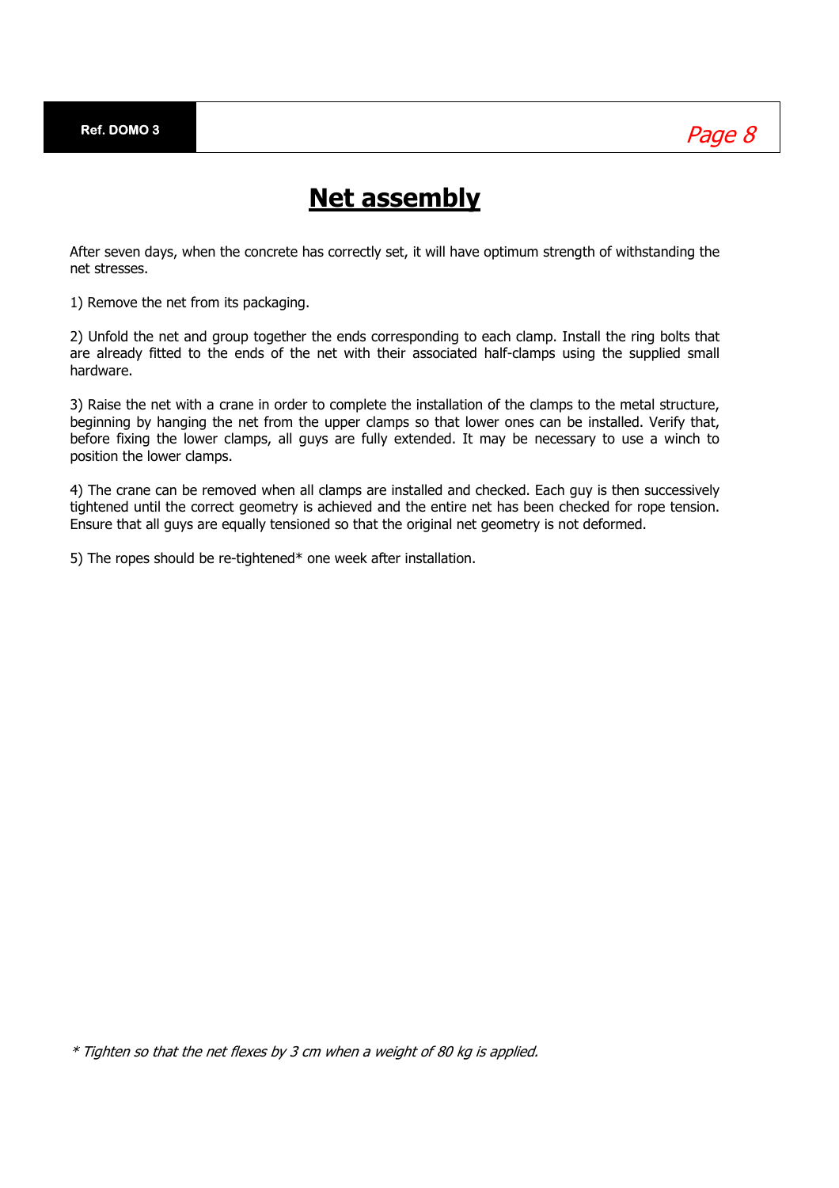# Net assembly

After seven days, when the concrete has correctly set, it will have optimum strength of withstanding the net stresses.

1) Remove the net from its packaging.

2) Unfold the net and group together the ends corresponding to each clamp. Install the ring bolts that are already fitted to the ends of the net with their associated half-clamps using the supplied small hardware.

3) Raise the net with a crane in order to complete the installation of the clamps to the metal structure, beginning by hanging the net from the upper clamps so that lower ones can be installed. Verify that, before fixing the lower clamps, all guys are fully extended. It may be necessary to use a winch to position the lower clamps.

4) The crane can be removed when all clamps are installed and checked. Each guy is then successively tightened until the correct geometry is achieved and the entire net has been checked for rope tension. Ensure that all guys are equally tensioned so that the original net geometry is not deformed.

5) The ropes should be re-tightened* one week after installation.

*\* Tighten so that the net flexes by 3 cm when a weight of 80 kg is applied.*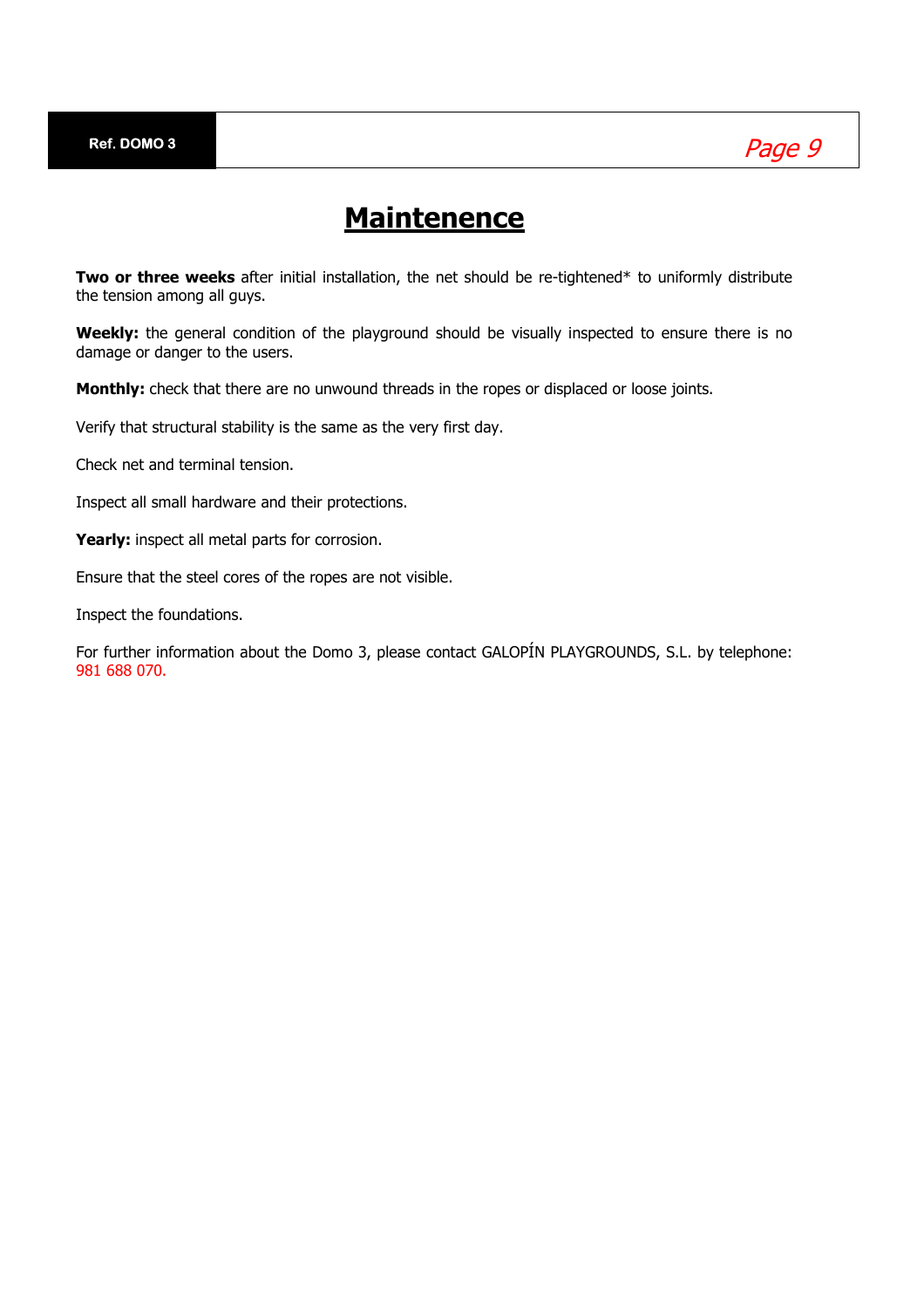# Maintenence

**Two or three weeks** after initial installation, the net should be re-tightened* to uniformly distribute the tension among all guys.

**Weekly:** the general condition of the playground should be visually inspected to ensure there is no damage or danger to the users.

**Monthly:** check that there are no unwound threads in the ropes or displaced or loose joints.

Verify that structural stability is the same as the very first day.

Check net and terminal tension.

Inspect all small hardware and their protections.

**Yearly:** inspect all metal parts for corrosion.

Ensure that the steel cores of the ropes are not visible.

Inspect the foundations.

For further information about the Domo 3, please contact GALOPÍN PLAYGROUNDS, S.L. by telephone: 981 688 070.